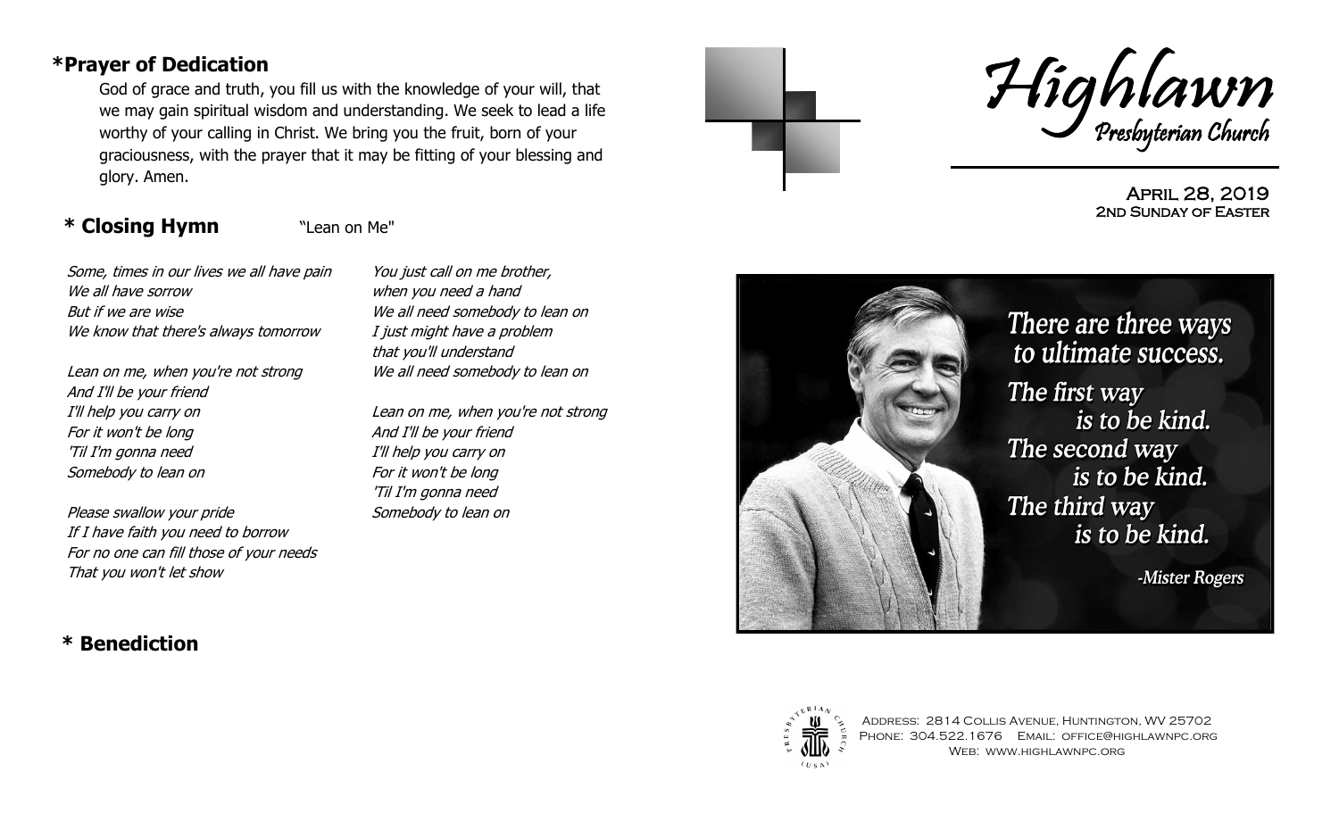## *Prayer of Dedication

God of grace and truth, you fill us with the knowledge of your will, that we may gain spiritual wisdom and understanding. We seek to lead a life worthy of your calling in Christ. We bring you the fruit, born of your graciousness, with the prayer that it may be fitting of your blessing and glory. Amen.

## * Closing Hymn — "Lean on Me"

*Some, times in our lives we all have pain*
*We all have sorrow*
*But if we are wise*
*We know that there's always tomorrow*

*Lean on me, when you're not strong*
*And I'll be your friend*
*I'll help you carry on*
*For it won't be long*
*'Til I'm gonna need*
*Somebody to lean on*

*Please swallow your pride*
*If I have faith you need to borrow*
*For no one can fill those of your needs*
*That you won't let show*

*You just call on me brother,*
*when you need a hand*
*We all need somebody to lean on*
*I just might have a problem*
*that you'll understand*
*We all need somebody to lean on*

*Lean on me, when you're not strong*
*And I'll be your friend*
*I'll help you carry on*
*For it won't be long*
*'Til I'm gonna need*
*Somebody to lean on*

## * Benediction

# Highlawn
### Presbyterian Church

April 28, 2019
2nd Sunday of Easter

*There are three ways to ultimate success.*
*The first way is to be kind.*
*The second way is to be kind.*
*The third way is to be kind.*
*-Mister Rogers*

Address: 2814 Collis Avenue, Huntington, WV 25702
Phone: 304.522.1676 Email: office@highlawnpc.org
Web: www.highlawnpc.org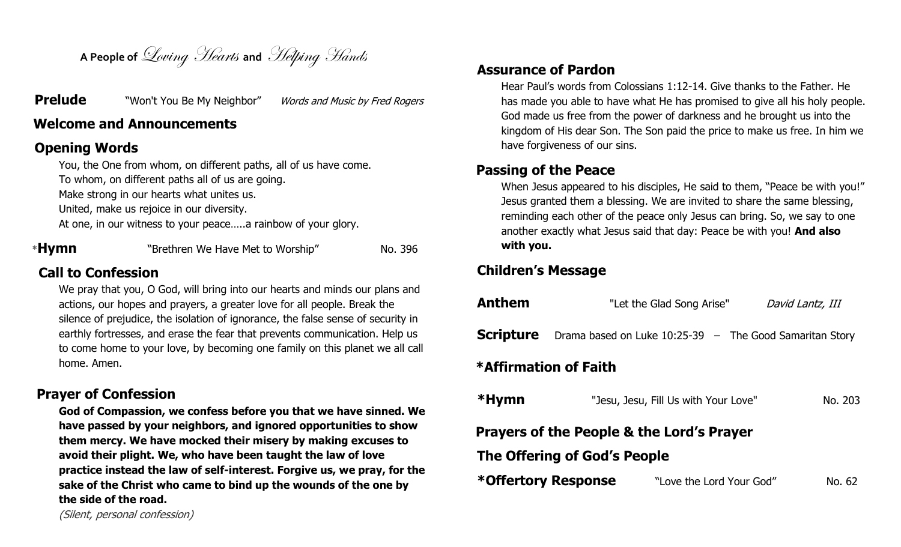A People of *Loving Hearts* and *Helping Hands*

**Prelude** "Won't You Be My Neighbor" *Words and Music by Fred Rogers*

## Welcome and Announcements

## Opening Words

You, the One from whom, on different paths, all of us have come.
To whom, on different paths all of us are going.
Make strong in our hearts what unites us.
United, make us rejoice in our diversity.
At one, in our witness to your peace…..a rainbow of your glory.

**\*Hymn** "Brethren We Have Met to Worship" No. 396

## Call to Confession

We pray that you, O God, will bring into our hearts and minds our plans and actions, our hopes and prayers, a greater love for all people. Break the silence of prejudice, the isolation of ignorance, the false sense of security in earthly fortresses, and erase the fear that prevents communication. Help us to come home to your love, by becoming one family on this planet we all call home. Amen.

## Prayer of Confession

**God of Compassion, we confess before you that we have sinned. We have passed by your neighbors, and ignored opportunities to show them mercy. We have mocked their misery by making excuses to avoid their plight. We, who have been taught the law of love practice instead the law of self-interest. Forgive us, we pray, for the sake of the Christ who came to bind up the wounds of the one by the side of the road.**

*(Silent, personal confession)*

## Assurance of Pardon

Hear Paul's words from Colossians 1:12-14. Give thanks to the Father. He has made you able to have what He has promised to give all his holy people. God made us free from the power of darkness and he brought us into the kingdom of His dear Son. The Son paid the price to make us free. In him we have forgiveness of our sins.

## Passing of the Peace

When Jesus appeared to his disciples, He said to them, "Peace be with you!" Jesus granted them a blessing. We are invited to share the same blessing, reminding each other of the peace only Jesus can bring. So, we say to one another exactly what Jesus said that day: Peace be with you! **And also with you.**

## Children's Message

**Anthem** "Let the Glad Song Arise" *David Lantz, III*

**Scripture** Drama based on Luke 10:25-39 – The Good Samaritan Story

## *Affirmation of Faith

**\*Hymn** "Jesu, Jesu, Fill Us with Your Love" No. 203

## Prayers of the People & the Lord's Prayer

## The Offering of God's People

**\*Offertory Response** "Love the Lord Your God" No. 62